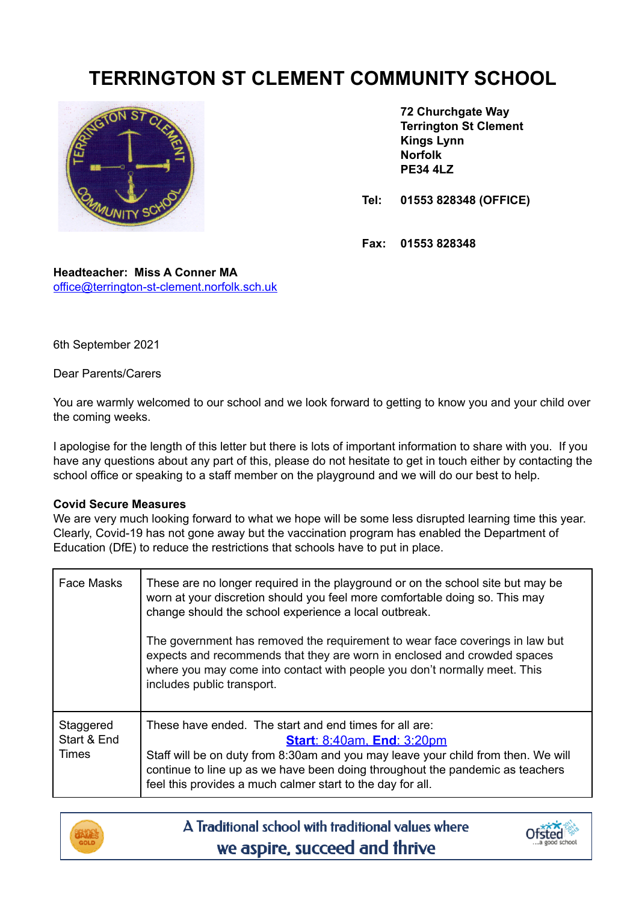# TERRINGTON ST CLEMENT COMMUNITY SCHOOL

**72 Churchgate Way**
**Terrington St Clement**
**Kings Lynn**
**Norfolk**
**PE34 4LZ**

**Tel: 01553 828348 (OFFICE)**

**Fax: 01553 828348**

**Headteacher: Miss A Conner MA**
office@terrington-st-clement.norfolk.sch.uk

6th September 2021

Dear Parents/Carers

You are warmly welcomed to our school and we look forward to getting to know you and your child over the coming weeks.

I apologise for the length of this letter but there is lots of important information to share with you. If you have any questions about any part of this, please do not hesitate to get in touch either by contacting the school office or speaking to a staff member on the playground and we will do our best to help.

**Covid Secure Measures**
We are very much looking forward to what we hope will be some less disrupted learning time this year. Clearly, Covid-19 has not gone away but the vaccination program has enabled the Department of Education (DfE) to reduce the restrictions that schools have to put in place.

| | |
|---|---|
| Face Masks | These are no longer required in the playground or on the school site but may be worn at your discretion should you feel more comfortable doing so. This may change should the school experience a local outbreak.<br><br>The government has removed the requirement to wear face coverings in law but expects and recommends that they are worn in enclosed and crowded spaces where you may come into contact with people you don't normally meet. This includes public transport. |
| Staggered Start & End Times | These have ended. The start and end times for all are:<br>**Start**: 8:40am, **End**: 3:20pm<br>Staff will be on duty from 8:30am and you may leave your child from then. We will continue to line up as we have been doing throughout the pandemic as teachers feel this provides a much calmer start to the day for all. |

A Traditional school with traditional values where we aspire, succeed and thrive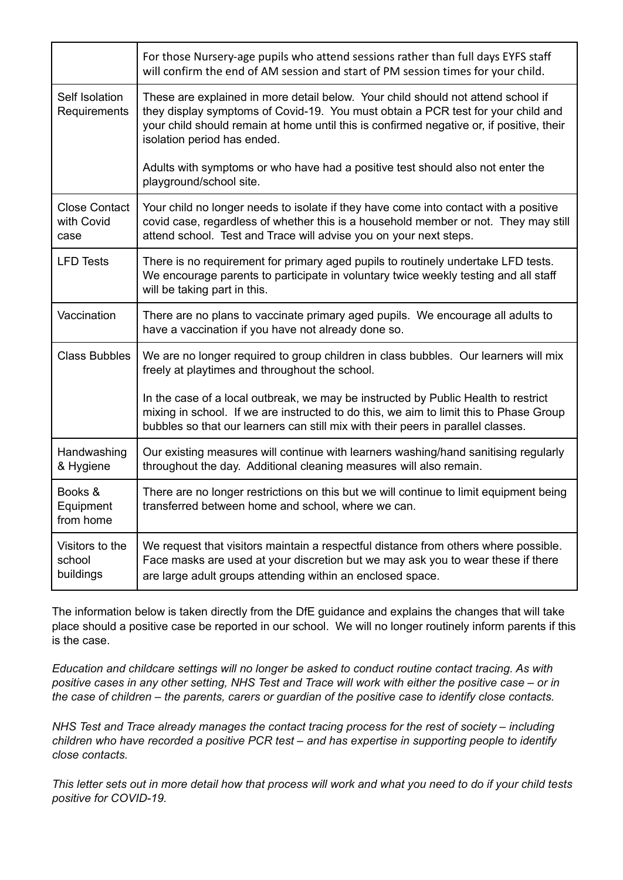| | |
|---|---|
| | For those Nursery-age pupils who attend sessions rather than full days EYFS staff will confirm the end of AM session and start of PM session times for your child. |
| Self Isolation Requirements | These are explained in more detail below. Your child should not attend school if they display symptoms of Covid-19. You must obtain a PCR test for your child and your child should remain at home until this is confirmed negative or, if positive, their isolation period has ended.<br><br>Adults with symptoms or who have had a positive test should also not enter the playground/school site. |
| Close Contact with Covid case | Your child no longer needs to isolate if they have come into contact with a positive covid case, regardless of whether this is a household member or not. They may still attend school. Test and Trace will advise you on your next steps. |
| LFD Tests | There is no requirement for primary aged pupils to routinely undertake LFD tests. We encourage parents to participate in voluntary twice weekly testing and all staff will be taking part in this. |
| Vaccination | There are no plans to vaccinate primary aged pupils. We encourage all adults to have a vaccination if you have not already done so. |
| Class Bubbles | We are no longer required to group children in class bubbles. Our learners will mix freely at playtimes and throughout the school.<br><br>In the case of a local outbreak, we may be instructed by Public Health to restrict mixing in school. If we are instructed to do this, we aim to limit this to Phase Group bubbles so that our learners can still mix with their peers in parallel classes. |
| Handwashing & Hygiene | Our existing measures will continue with learners washing/hand sanitising regularly throughout the day. Additional cleaning measures will also remain. |
| Books & Equipment from home | There are no longer restrictions on this but we will continue to limit equipment being transferred between home and school, where we can. |
| Visitors to the school buildings | We request that visitors maintain a respectful distance from others where possible. Face masks are used at your discretion but we may ask you to wear these if there are large adult groups attending within an enclosed space. |

The information below is taken directly from the DfE guidance and explains the changes that will take place should a positive case be reported in our school. We will no longer routinely inform parents if this is the case.

*Education and childcare settings will no longer be asked to conduct routine contact tracing. As with positive cases in any other setting, NHS Test and Trace will work with either the positive case – or in the case of children – the parents, carers or guardian of the positive case to identify close contacts.*

*NHS Test and Trace already manages the contact tracing process for the rest of society – including children who have recorded a positive PCR test – and has expertise in supporting people to identify close contacts.*

*This letter sets out in more detail how that process will work and what you need to do if your child tests positive for COVID-19.*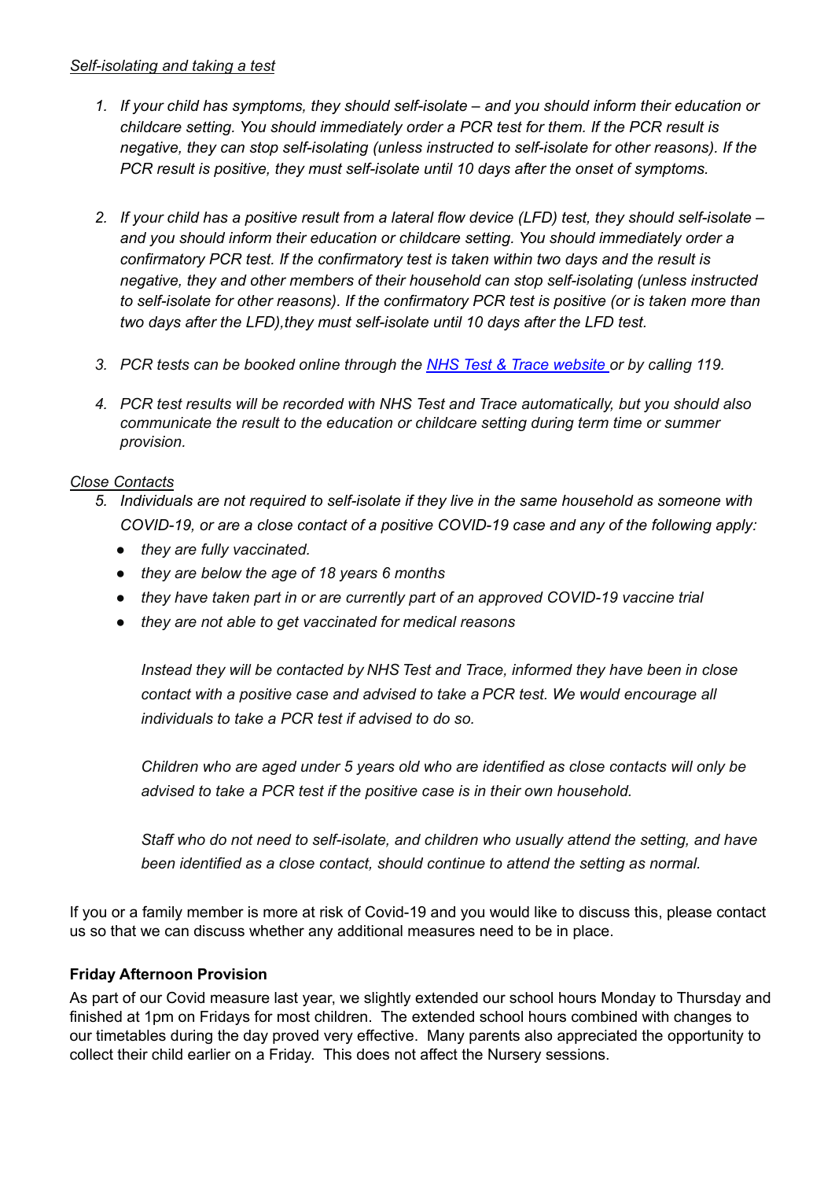*Self-isolating and taking a test*

1. *If your child has symptoms, they should self-isolate – and you should inform their education or childcare setting. You should immediately order a PCR test for them. If the PCR result is negative, they can stop self-isolating (unless instructed to self-isolate for other reasons). If the PCR result is positive, they must self-isolate until 10 days after the onset of symptoms.*

2. *If your child has a positive result from a lateral flow device (LFD) test, they should self-isolate – and you should inform their education or childcare setting. You should immediately order a confirmatory PCR test. If the confirmatory test is taken within two days and the result is negative, they and other members of their household can stop self-isolating (unless instructed to self-isolate for other reasons). If the confirmatory PCR test is positive (or is taken more than two days after the LFD),they must self-isolate until 10 days after the LFD test.*

3. *PCR tests can be booked online through the [NHS Test & Trace website](#) or by calling 119.*

4. *PCR test results will be recorded with NHS Test and Trace automatically, but you should also communicate the result to the education or childcare setting during term time or summer provision.*

*Close Contacts*

5. *Individuals are not required to self-isolate if they live in the same household as someone with COVID-19, or are a close contact of a positive COVID-19 case and any of the following apply:*
   - *they are fully vaccinated.*
   - *they are below the age of 18 years 6 months*
   - *they have taken part in or are currently part of an approved COVID-19 vaccine trial*
   - *they are not able to get vaccinated for medical reasons*

   *Instead they will be contacted by NHS Test and Trace, informed they have been in close contact with a positive case and advised to take a PCR test. We would encourage all individuals to take a PCR test if advised to do so.*

   *Children who are aged under 5 years old who are identified as close contacts will only be advised to take a PCR test if the positive case is in their own household.*

   *Staff who do not need to self-isolate, and children who usually attend the setting, and have been identified as a close contact, should continue to attend the setting as normal.*

If you or a family member is more at risk of Covid-19 and you would like to discuss this, please contact us so that we can discuss whether any additional measures need to be in place.

**Friday Afternoon Provision**

As part of our Covid measure last year, we slightly extended our school hours Monday to Thursday and finished at 1pm on Fridays for most children. The extended school hours combined with changes to our timetables during the day proved very effective. Many parents also appreciated the opportunity to collect their child earlier on a Friday. This does not affect the Nursery sessions.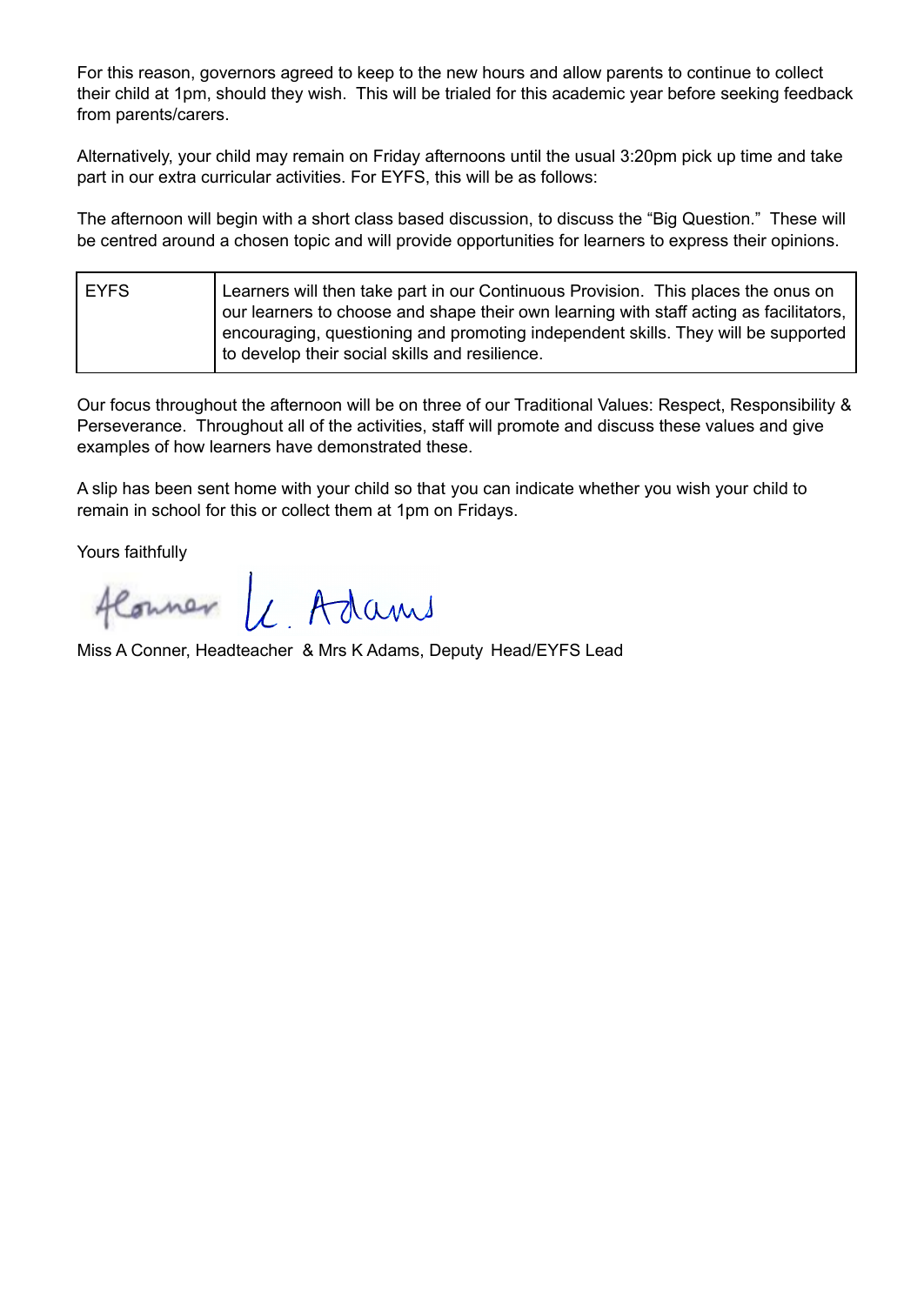For this reason, governors agreed to keep to the new hours and allow parents to continue to collect their child at 1pm, should they wish. This will be trialed for this academic year before seeking feedback from parents/carers.

Alternatively, your child may remain on Friday afternoons until the usual 3:20pm pick up time and take part in our extra curricular activities. For EYFS, this will be as follows:

The afternoon will begin with a short class based discussion, to discuss the "Big Question." These will be centred around a chosen topic and will provide opportunities for learners to express their opinions.

| | |
|---|---|
| EYFS | Learners will then take part in our Continuous Provision. This places the onus on our learners to choose and shape their own learning with staff acting as facilitators, encouraging, questioning and promoting independent skills. They will be supported to develop their social skills and resilience. |

Our focus throughout the afternoon will be on three of our Traditional Values: Respect, Responsibility & Perseverance. Throughout all of the activities, staff will promote and discuss these values and give examples of how learners have demonstrated these.

A slip has been sent home with your child so that you can indicate whether you wish your child to remain in school for this or collect them at 1pm on Fridays.

Yours faithfully

AConner K. Adams

Miss A Conner, Headteacher & Mrs K Adams, Deputy Head/EYFS Lead